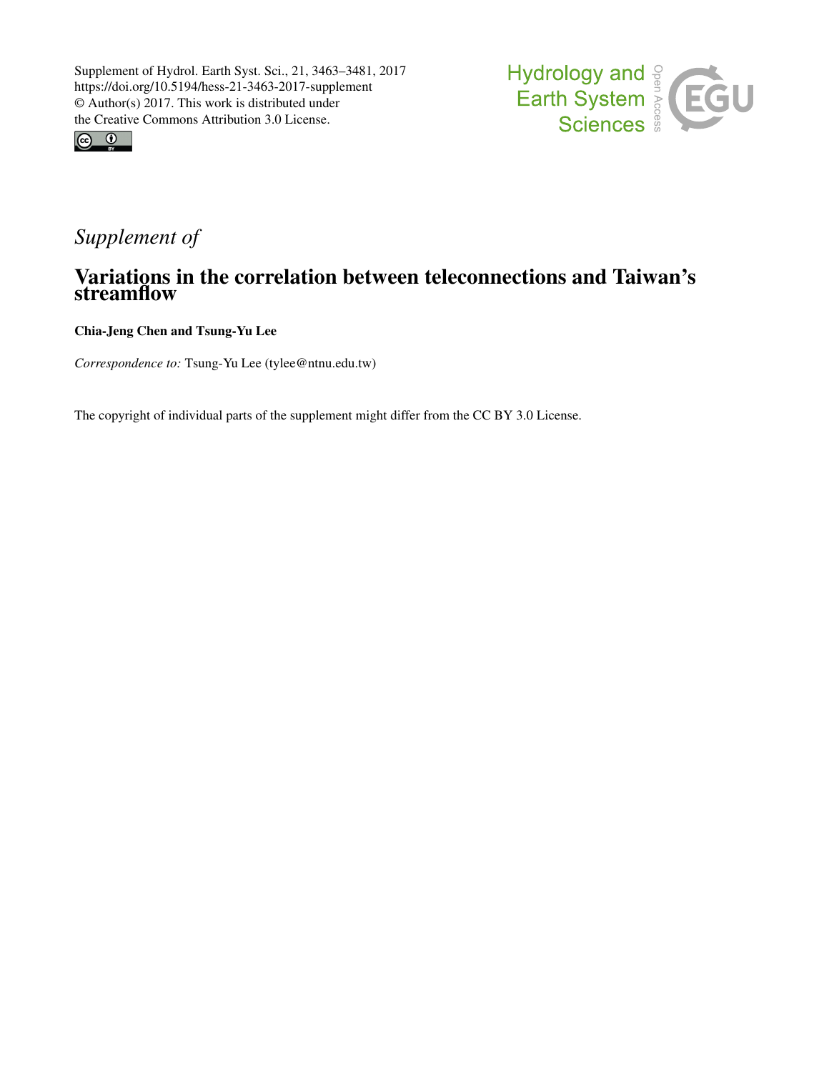Supplement of Hydrol. Earth Syst. Sci., 21, 3463–3481, 2017
https://doi.org/10.5194/hess-21-3463-2017-supplement
© Author(s) 2017. This work is distributed under
the Creative Commons Attribution 3.0 License.

*Supplement of*

# Variations in the correlation between teleconnections and Taiwan's streamflow

**Chia-Jeng Chen and Tsung-Yu Lee**

*Correspondence to:* Tsung-Yu Lee (tylee@ntnu.edu.tw)

The copyright of individual parts of the supplement might differ from the CC BY 3.0 License.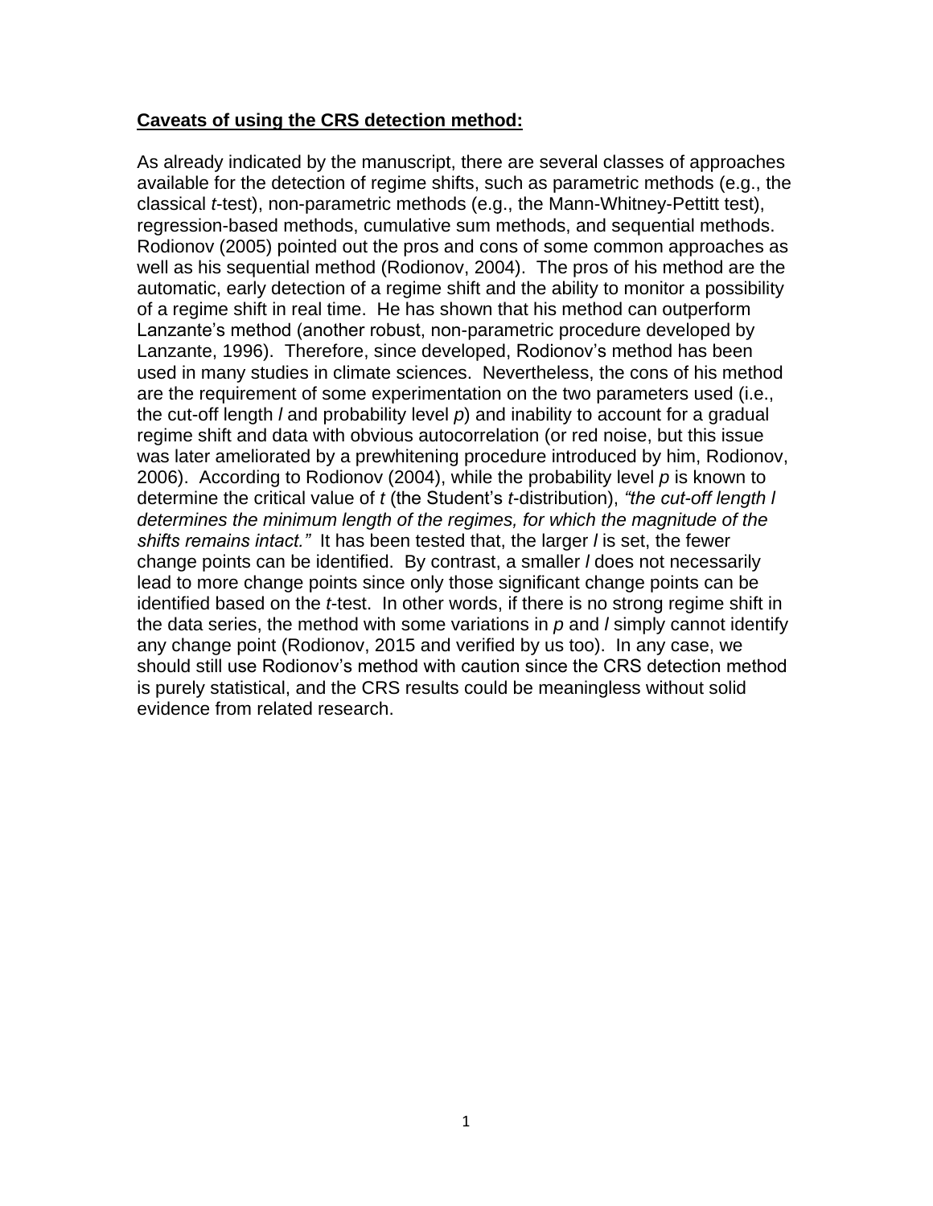**Caveats of using the CRS detection method:**

As already indicated by the manuscript, there are several classes of approaches available for the detection of regime shifts, such as parametric methods (e.g., the classical *t*-test), non-parametric methods (e.g., the Mann-Whitney-Pettitt test), regression-based methods, cumulative sum methods, and sequential methods. Rodionov (2005) pointed out the pros and cons of some common approaches as well as his sequential method (Rodionov, 2004). The pros of his method are the automatic, early detection of a regime shift and the ability to monitor a possibility of a regime shift in real time. He has shown that his method can outperform Lanzante's method (another robust, non-parametric procedure developed by Lanzante, 1996). Therefore, since developed, Rodionov's method has been used in many studies in climate sciences. Nevertheless, the cons of his method are the requirement of some experimentation on the two parameters used (i.e., the cut-off length $l$ and probability level $p$) and inability to account for a gradual regime shift and data with obvious autocorrelation (or red noise, but this issue was later ameliorated by a prewhitening procedure introduced by him, Rodionov, 2006). According to Rodionov (2004), while the probability level $p$ is known to determine the critical value of $t$ (the Student's $t$-distribution), *"the cut-off length l determines the minimum length of the regimes, for which the magnitude of the shifts remains intact."* It has been tested that, the larger $l$ is set, the fewer change points can be identified. By contrast, a smaller $l$ does not necessarily lead to more change points since only those significant change points can be identified based on the *t*-test. In other words, if there is no strong regime shift in the data series, the method with some variations in $p$ and $l$ simply cannot identify any change point (Rodionov, 2015 and verified by us too). In any case, we should still use Rodionov's method with caution since the CRS detection method is purely statistical, and the CRS results could be meaningless without solid evidence from related research.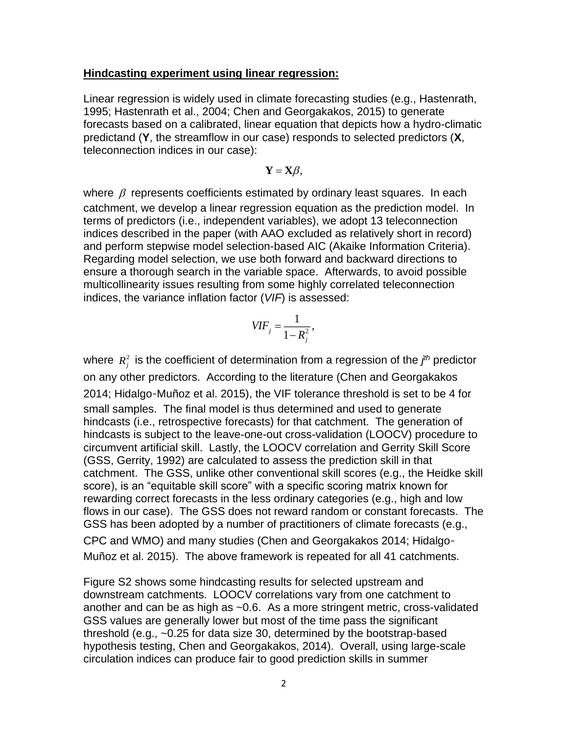**Hindcasting experiment using linear regression:**

Linear regression is widely used in climate forecasting studies (e.g., Hastenrath, 1995; Hastenrath et al., 2004; Chen and Georgakakos, 2015) to generate forecasts based on a calibrated, linear equation that depicts how a hydro-climatic predictand (**Y**, the streamflow in our case) responds to selected predictors (**X**, teleconnection indices in our case):

$$\mathbf{Y} = \mathbf{X}\beta,$$

where $\beta$ represents coefficients estimated by ordinary least squares. In each catchment, we develop a linear regression equation as the prediction model. In terms of predictors (i.e., independent variables), we adopt 13 teleconnection indices described in the paper (with AAO excluded as relatively short in record) and perform stepwise model selection-based AIC (Akaike Information Criteria). Regarding model selection, we use both forward and backward directions to ensure a thorough search in the variable space. Afterwards, to avoid possible multicollinearity issues resulting from some highly correlated teleconnection indices, the variance inflation factor (*VIF*) is assessed:

$$VIF_j = \frac{1}{1 - R_j^2},$$

where $R_j^2$ is the coefficient of determination from a regression of the $j^{th}$ predictor on any other predictors. According to the literature (Chen and Georgakakos 2014; Hidalgo-Muñoz et al. 2015), the VIF tolerance threshold is set to be 4 for small samples. The final model is thus determined and used to generate hindcasts (i.e., retrospective forecasts) for that catchment. The generation of hindcasts is subject to the leave-one-out cross-validation (LOOCV) procedure to circumvent artificial skill. Lastly, the LOOCV correlation and Gerrity Skill Score (GSS, Gerrity, 1992) are calculated to assess the prediction skill in that catchment. The GSS, unlike other conventional skill scores (e.g., the Heidke skill score), is an "equitable skill score" with a specific scoring matrix known for rewarding correct forecasts in the less ordinary categories (e.g., high and low flows in our case). The GSS does not reward random or constant forecasts. The GSS has been adopted by a number of practitioners of climate forecasts (e.g., CPC and WMO) and many studies (Chen and Georgakakos 2014; Hidalgo-Muñoz et al. 2015). The above framework is repeated for all 41 catchments.

Figure S2 shows some hindcasting results for selected upstream and downstream catchments. LOOCV correlations vary from one catchment to another and can be as high as ~0.6. As a more stringent metric, cross-validated GSS values are generally lower but most of the time pass the significant threshold (e.g., ~0.25 for data size 30, determined by the bootstrap-based hypothesis testing, Chen and Georgakakos, 2014). Overall, using large-scale circulation indices can produce fair to good prediction skills in summer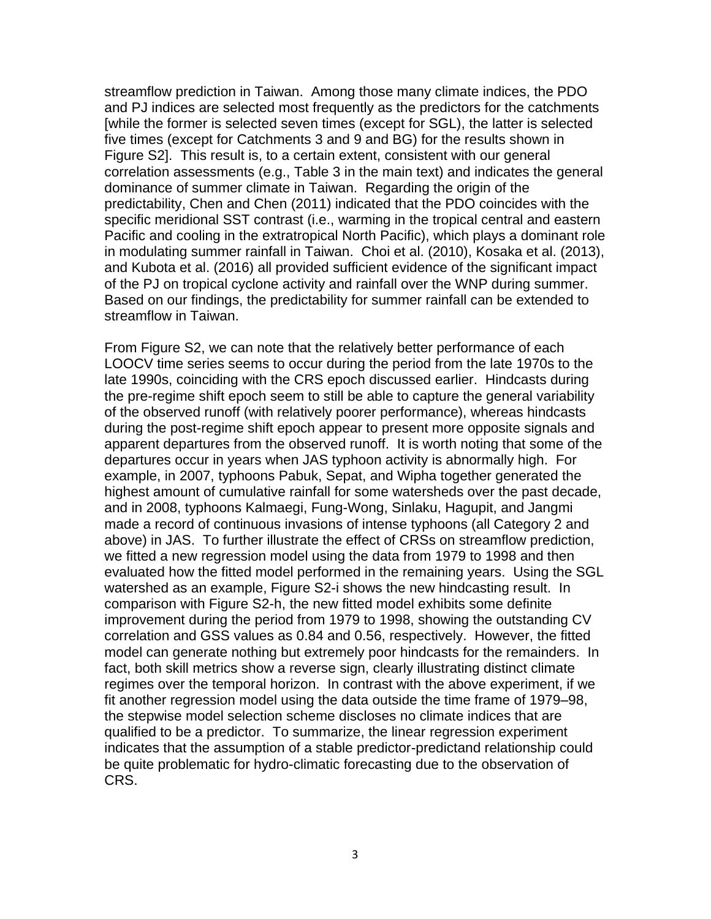streamflow prediction in Taiwan. Among those many climate indices, the PDO and PJ indices are selected most frequently as the predictors for the catchments [while the former is selected seven times (except for SGL), the latter is selected five times (except for Catchments 3 and 9 and BG) for the results shown in Figure S2]. This result is, to a certain extent, consistent with our general correlation assessments (e.g., Table 3 in the main text) and indicates the general dominance of summer climate in Taiwan. Regarding the origin of the predictability, Chen and Chen (2011) indicated that the PDO coincides with the specific meridional SST contrast (i.e., warming in the tropical central and eastern Pacific and cooling in the extratropical North Pacific), which plays a dominant role in modulating summer rainfall in Taiwan. Choi et al. (2010), Kosaka et al. (2013), and Kubota et al. (2016) all provided sufficient evidence of the significant impact of the PJ on tropical cyclone activity and rainfall over the WNP during summer. Based on our findings, the predictability for summer rainfall can be extended to streamflow in Taiwan.

From Figure S2, we can note that the relatively better performance of each LOOCV time series seems to occur during the period from the late 1970s to the late 1990s, coinciding with the CRS epoch discussed earlier. Hindcasts during the pre-regime shift epoch seem to still be able to capture the general variability of the observed runoff (with relatively poorer performance), whereas hindcasts during the post-regime shift epoch appear to present more opposite signals and apparent departures from the observed runoff. It is worth noting that some of the departures occur in years when JAS typhoon activity is abnormally high. For example, in 2007, typhoons Pabuk, Sepat, and Wipha together generated the highest amount of cumulative rainfall for some watersheds over the past decade, and in 2008, typhoons Kalmaegi, Fung-Wong, Sinlaku, Hagupit, and Jangmi made a record of continuous invasions of intense typhoons (all Category 2 and above) in JAS. To further illustrate the effect of CRSs on streamflow prediction, we fitted a new regression model using the data from 1979 to 1998 and then evaluated how the fitted model performed in the remaining years. Using the SGL watershed as an example, Figure S2-i shows the new hindcasting result. In comparison with Figure S2-h, the new fitted model exhibits some definite improvement during the period from 1979 to 1998, showing the outstanding CV correlation and GSS values as 0.84 and 0.56, respectively. However, the fitted model can generate nothing but extremely poor hindcasts for the remainders. In fact, both skill metrics show a reverse sign, clearly illustrating distinct climate regimes over the temporal horizon. In contrast with the above experiment, if we fit another regression model using the data outside the time frame of 1979–98, the stepwise model selection scheme discloses no climate indices that are qualified to be a predictor. To summarize, the linear regression experiment indicates that the assumption of a stable predictor-predictand relationship could be quite problematic for hydro-climatic forecasting due to the observation of CRS.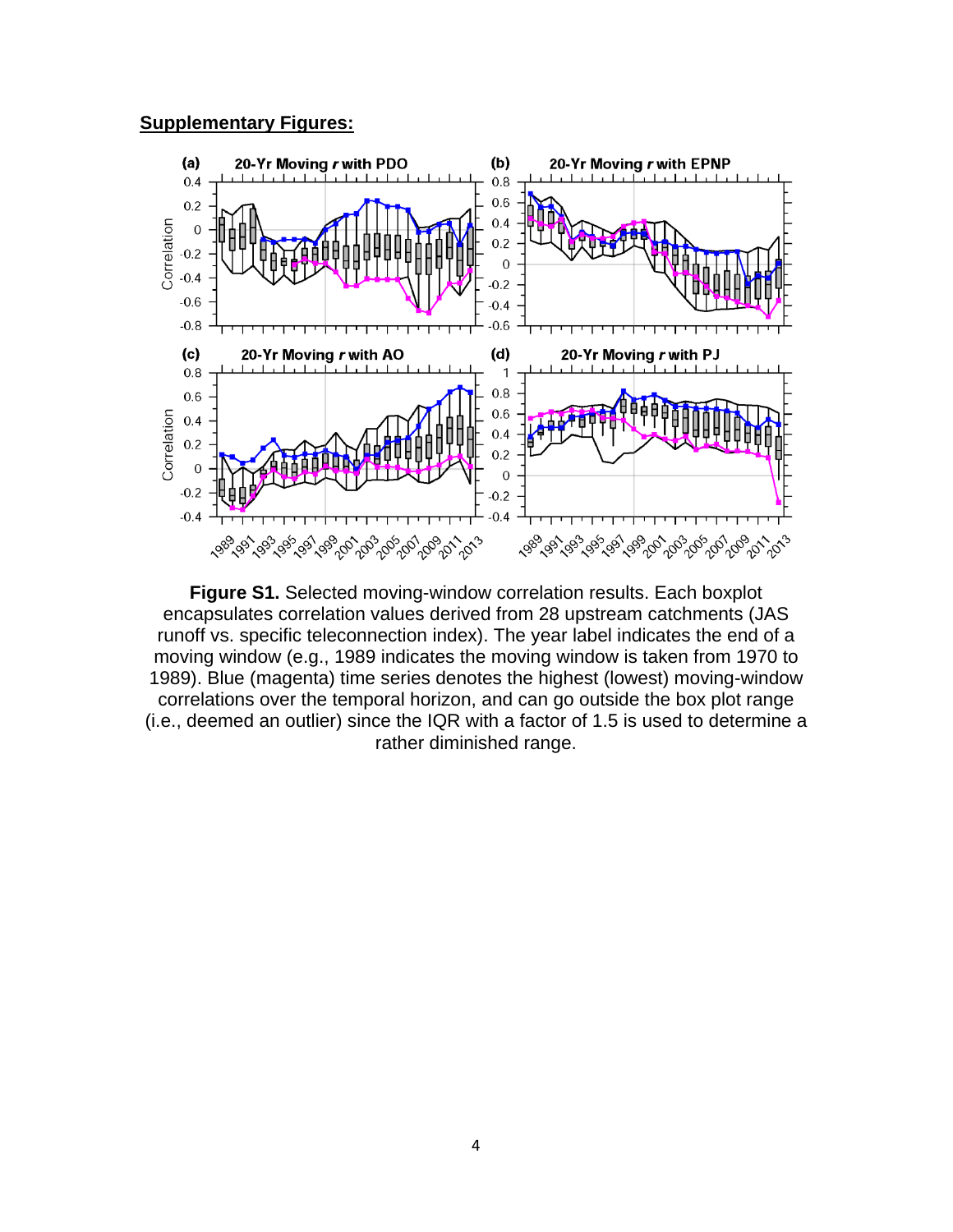## Supplementary Figures:

**Figure S1.** Selected moving-window correlation results. Each boxplot encapsulates correlation values derived from 28 upstream catchments (JAS runoff vs. specific teleconnection index). The year label indicates the end of a moving window (e.g., 1989 indicates the moving window is taken from 1970 to 1989). Blue (magenta) time series denotes the highest (lowest) moving-window correlations over the temporal horizon, and can go outside the box plot range (i.e., deemed an outlier) since the IQR with a factor of 1.5 is used to determine a rather diminished range.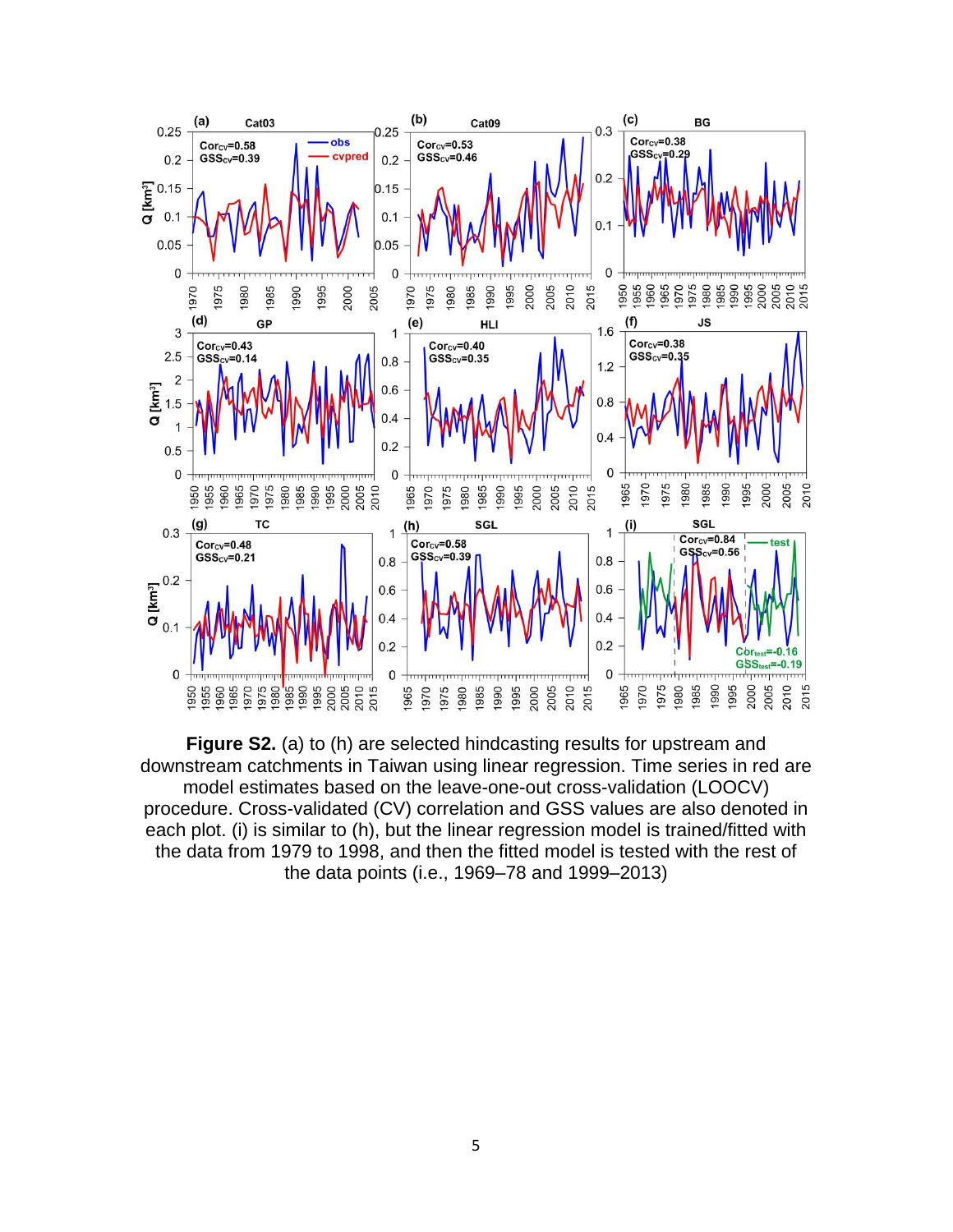**Figure S2.** (a) to (h) are selected hindcasting results for upstream and downstream catchments in Taiwan using linear regression. Time series in red are model estimates based on the leave-one-out cross-validation (LOOCV) procedure. Cross-validated (CV) correlation and GSS values are also denoted in each plot. (i) is similar to (h), but the linear regression model is trained/fitted with the data from 1979 to 1998, and then the fitted model is tested with the rest of the data points (i.e., 1969–78 and 1999–2013)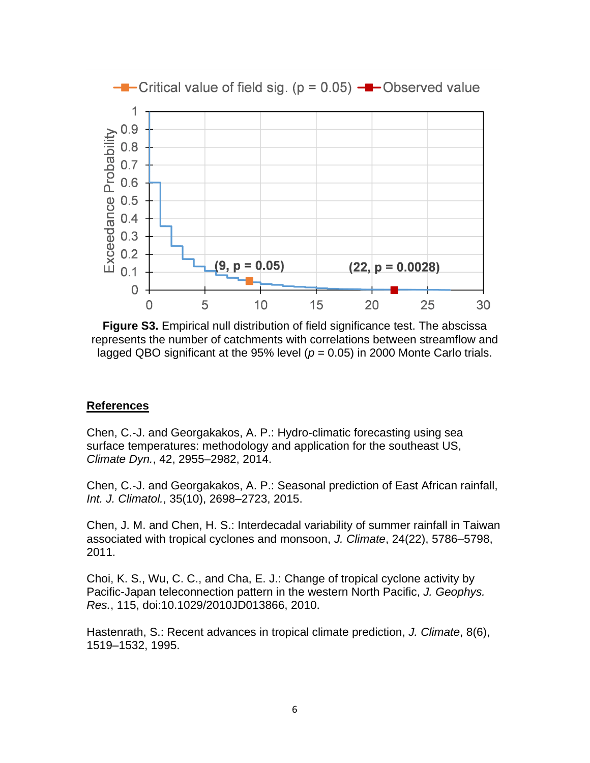**Figure S3.** Empirical null distribution of field significance test. The abscissa represents the number of catchments with correlations between streamflow and lagged QBO significant at the 95% level ($p$ = 0.05) in 2000 Monte Carlo trials.

## References

Chen, C.-J. and Georgakakos, A. P.: Hydro-climatic forecasting using sea surface temperatures: methodology and application for the southeast US, *Climate Dyn.*, 42, 2955–2982, 2014.

Chen, C.-J. and Georgakakos, A. P.: Seasonal prediction of East African rainfall, *Int. J. Climatol.*, 35(10), 2698–2723, 2015.

Chen, J. M. and Chen, H. S.: Interdecadal variability of summer rainfall in Taiwan associated with tropical cyclones and monsoon, *J. Climate*, 24(22), 5786–5798, 2011.

Choi, K. S., Wu, C. C., and Cha, E. J.: Change of tropical cyclone activity by Pacific-Japan teleconnection pattern in the western North Pacific, *J. Geophys. Res.*, 115, doi:10.1029/2010JD013866, 2010.

Hastenrath, S.: Recent advances in tropical climate prediction, *J. Climate*, 8(6), 1519–1532, 1995.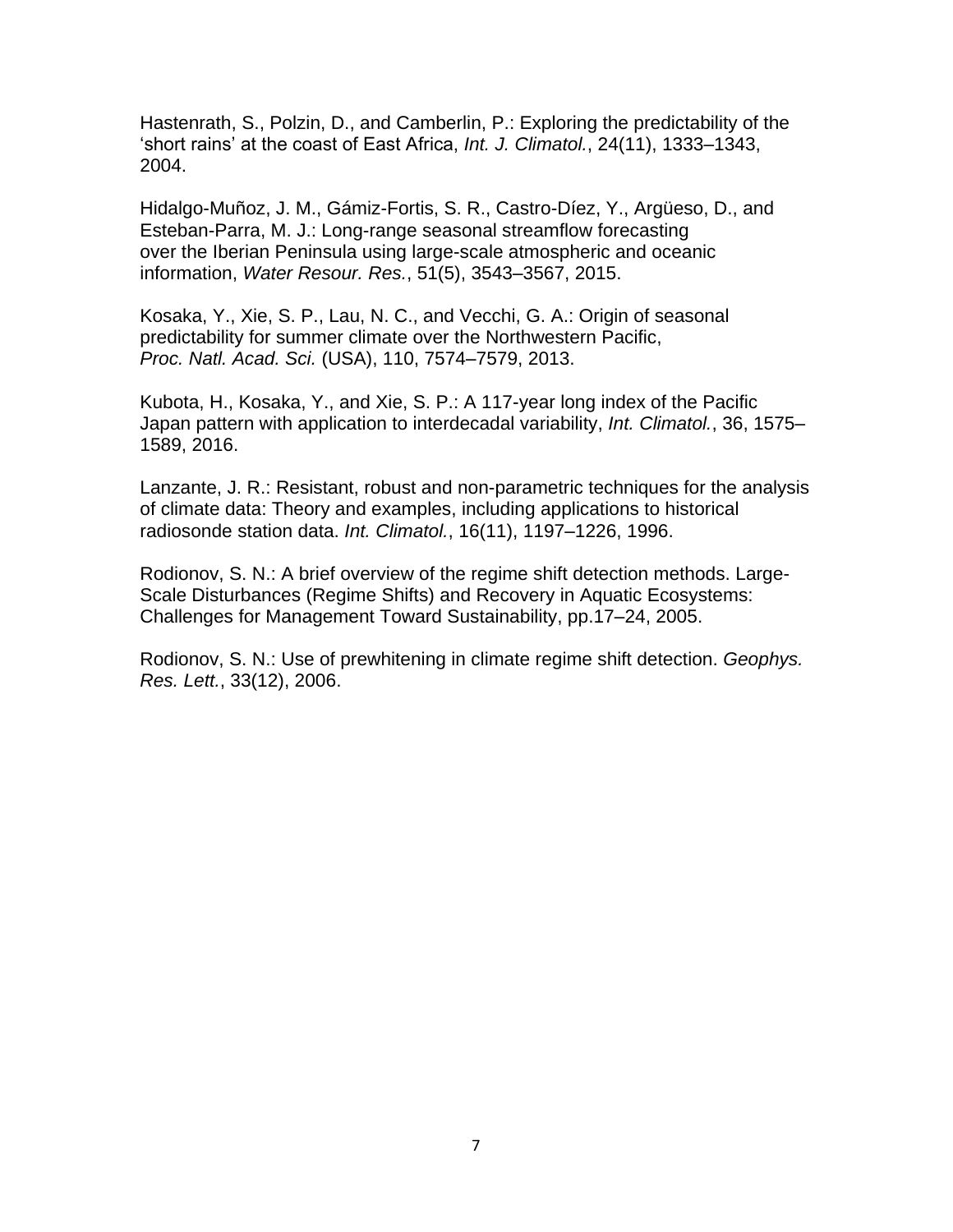Hastenrath, S., Polzin, D., and Camberlin, P.: Exploring the predictability of the 'short rains' at the coast of East Africa, *Int. J. Climatol.*, 24(11), 1333–1343, 2004.

Hidalgo-Muñoz, J. M., Gámiz-Fortis, S. R., Castro-Díez, Y., Argüeso, D., and Esteban-Parra, M. J.: Long-range seasonal streamflow forecasting over the Iberian Peninsula using large-scale atmospheric and oceanic information, *Water Resour. Res.*, 51(5), 3543–3567, 2015.

Kosaka, Y., Xie, S. P., Lau, N. C., and Vecchi, G. A.: Origin of seasonal predictability for summer climate over the Northwestern Pacific, *Proc. Natl. Acad. Sci.* (USA), 110, 7574–7579, 2013.

Kubota, H., Kosaka, Y., and Xie, S. P.: A 117-year long index of the Pacific Japan pattern with application to interdecadal variability, *Int. Climatol.*, 36, 1575–1589, 2016.

Lanzante, J. R.: Resistant, robust and non-parametric techniques for the analysis of climate data: Theory and examples, including applications to historical radiosonde station data. *Int. Climatol.*, 16(11), 1197–1226, 1996.

Rodionov, S. N.: A brief overview of the regime shift detection methods. Large-Scale Disturbances (Regime Shifts) and Recovery in Aquatic Ecosystems: Challenges for Management Toward Sustainability, pp.17–24, 2005.

Rodionov, S. N.: Use of prewhitening in climate regime shift detection. *Geophys. Res. Lett.*, 33(12), 2006.